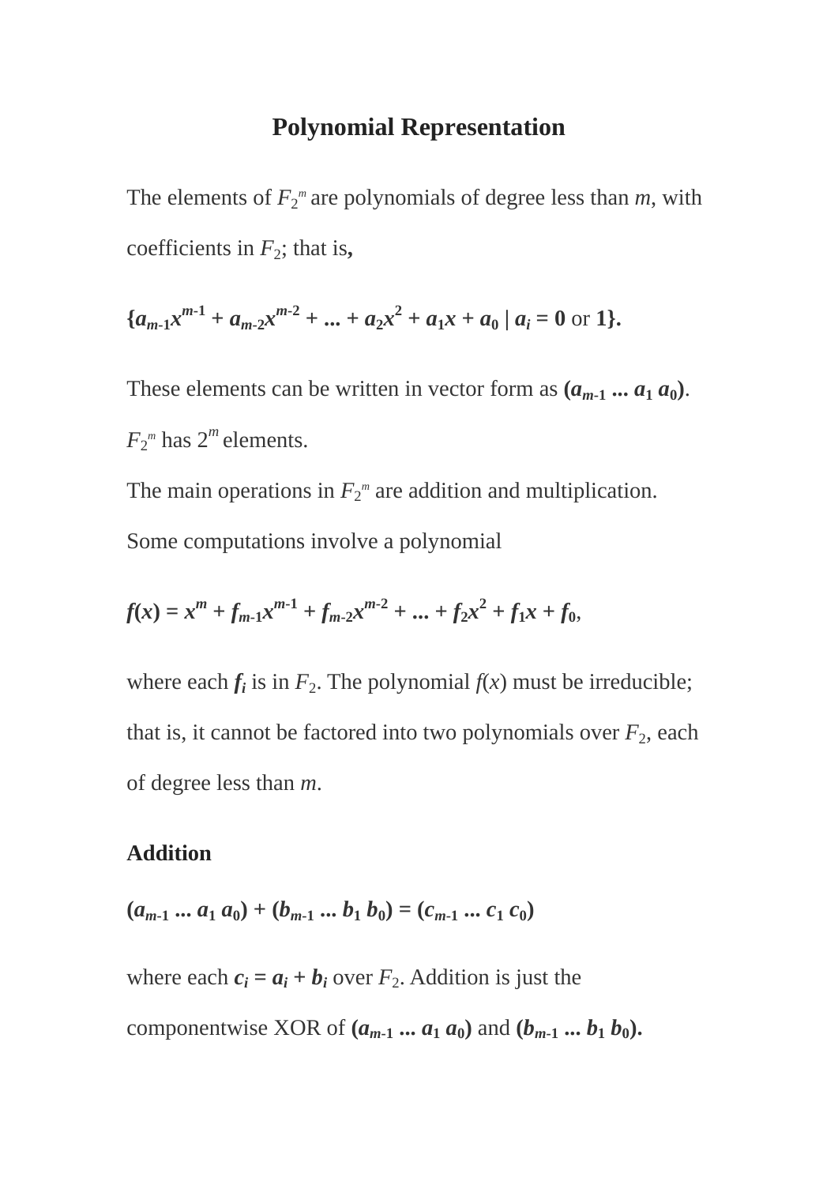# Polynomial Representation

The elements of $F_{2^m}$ are polynomials of degree less than $m$, with coefficients in $F_2$; that is,

$$\{a_{m-1}x^{m-1} + a_{m-2}x^{m-2} + ... + a_2x^2 + a_1x + a_0 \mid a_i = 0 \text{ or } 1\}.$$

These elements can be written in vector form as $(a_{m-1} \ldots a_1\ a_0)$.

$F_{2^m}$ has $2^m$ elements.

The main operations in $F_{2^m}$ are addition and multiplication.

Some computations involve a polynomial

$$f(x) = x^m + f_{m-1}x^{m-1} + f_{m-2}x^{m-2} + ... + f_2x^2 + f_1x + f_0,$$

where each $f_i$ is in $F_2$. The polynomial $f(x)$ must be irreducible; that is, it cannot be factored into two polynomials over $F_2$, each of degree less than $m$.

### Addition

$$(a_{m-1} \ldots a_1\ a_0) + (b_{m-1} \ldots b_1\ b_0) = (c_{m-1} \ldots c_1\ c_0)$$

where each $c_i = a_i + b_i$ over $F_2$. Addition is just the componentwise XOR of $(a_{m-1} \ldots a_1\ a_0)$ and $(b_{m-1} \ldots b_1\ b_0)$.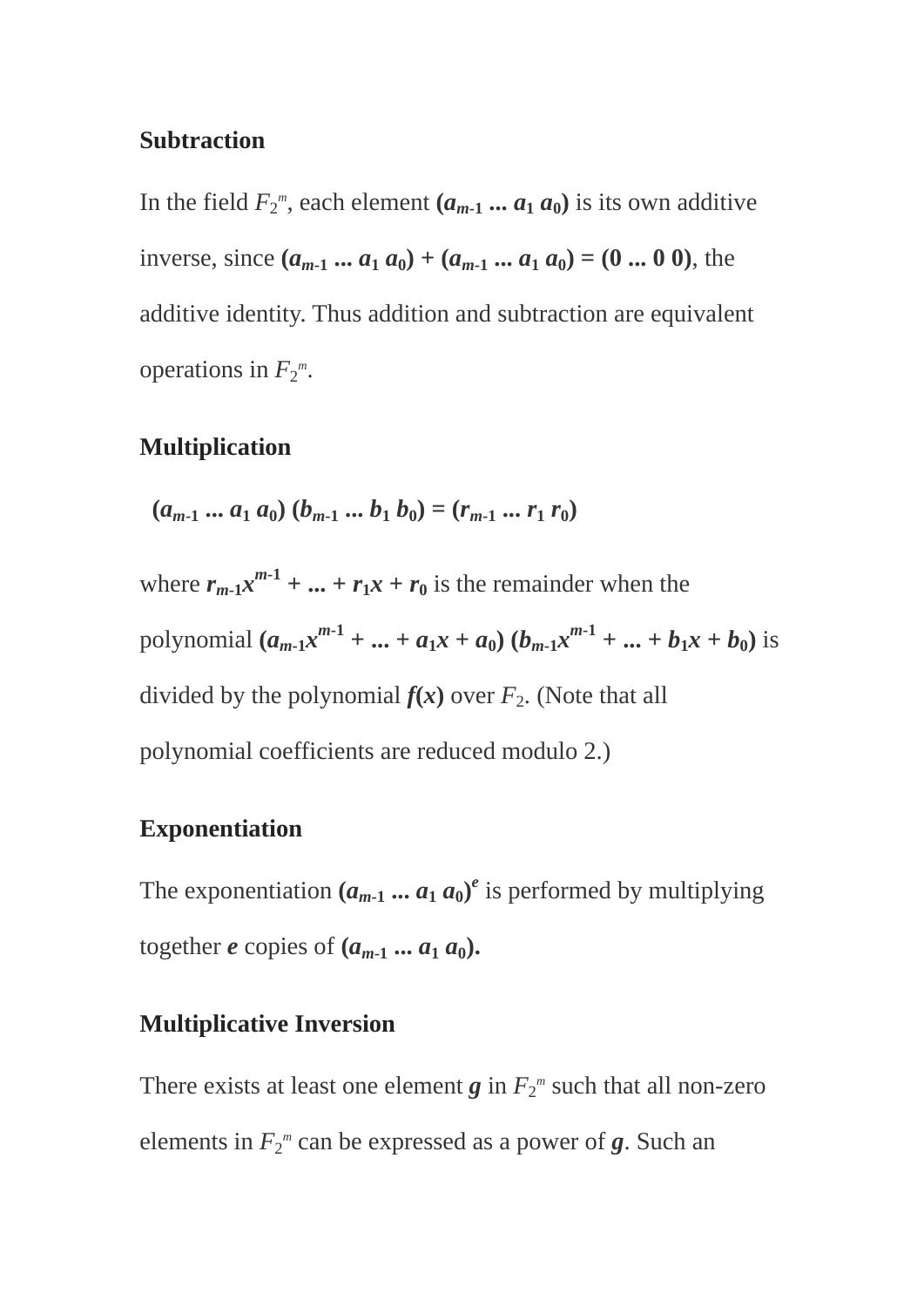### Subtraction

In the field $F_{2^m}$, each element $(a_{m-1} \ldots a_1\, a_0)$ is its own additive inverse, since $(a_{m-1} \ldots a_1\, a_0) + (a_{m-1} \ldots a_1\, a_0) = (0 \ldots 0\ 0)$, the additive identity. Thus addition and subtraction are equivalent operations in $F_{2^m}$.

### Multiplication

$$(a_{m-1} \ldots a_1\, a_0)\, (b_{m-1} \ldots b_1\, b_0) = (r_{m-1} \ldots r_1\, r_0)$$

where $r_{m-1}x^{m-1} + \ldots + r_1x + r_0$ is the remainder when the polynomial $(a_{m-1}x^{m-1} + \ldots + a_1x + a_0)\, (b_{m-1}x^{m-1} + \ldots + b_1x + b_0)$ is divided by the polynomial $f(x)$ over $F_2$. (Note that all polynomial coefficients are reduced modulo 2.)

### Exponentiation

The exponentiation $(a_{m-1} \ldots a_1\, a_0)^e$ is performed by multiplying together $e$ copies of $(a_{m-1} \ldots a_1\, a_0)$.

### Multiplicative Inversion

There exists at least one element $g$ in $F_{2^m}$ such that all non-zero elements in $F_{2^m}$ can be expressed as a power of $g$. Such an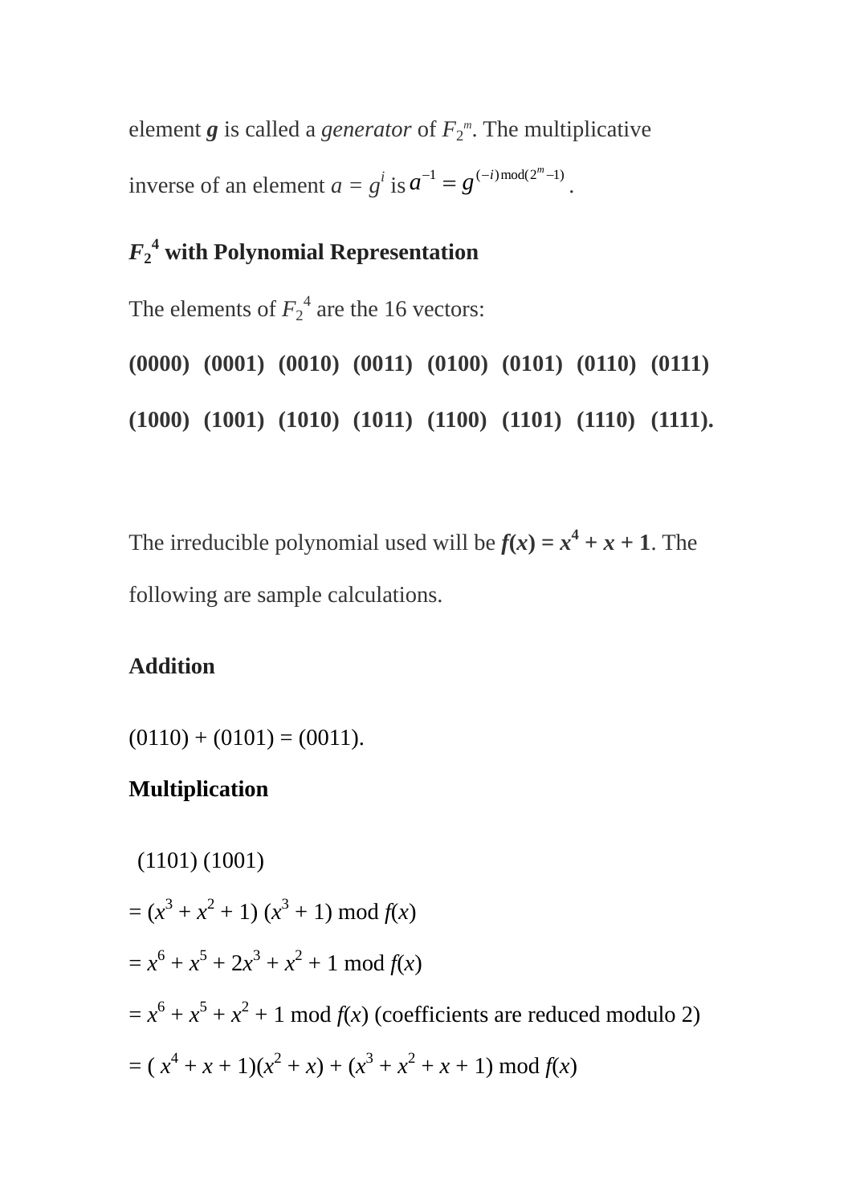element $\boldsymbol{g}$ is called a *generator* of $F_{2^m}$. The multiplicative inverse of an element $a = g^i$ is $a^{-1} = g^{(-i) \bmod (2^m - 1)}$.

### $F_2{}^4$ with Polynomial Representation

The elements of $F_2{}^4$ are the 16 vectors:

**(0000) (0001) (0010) (0011) (0100) (0101) (0110) (0111)**

**(1000) (1001) (1010) (1011) (1100) (1101) (1110) (1111).**

The irreducible polynomial used will be $\boldsymbol{f(x) = x^4 + x + 1}$. The following are sample calculations.

**Addition**

(0110) + (0101) = (0011).

**Multiplication**

(1101) (1001)

$= (x^3 + x^2 + 1)\,(x^3 + 1) \bmod f(x)$

$= x^6 + x^5 + 2x^3 + x^2 + 1 \bmod f(x)$

$= x^6 + x^5 + x^2 + 1 \bmod f(x)$ (coefficients are reduced modulo 2)

$= (x^4 + x + 1)(x^2 + x) + (x^3 + x^2 + x + 1) \bmod f(x)$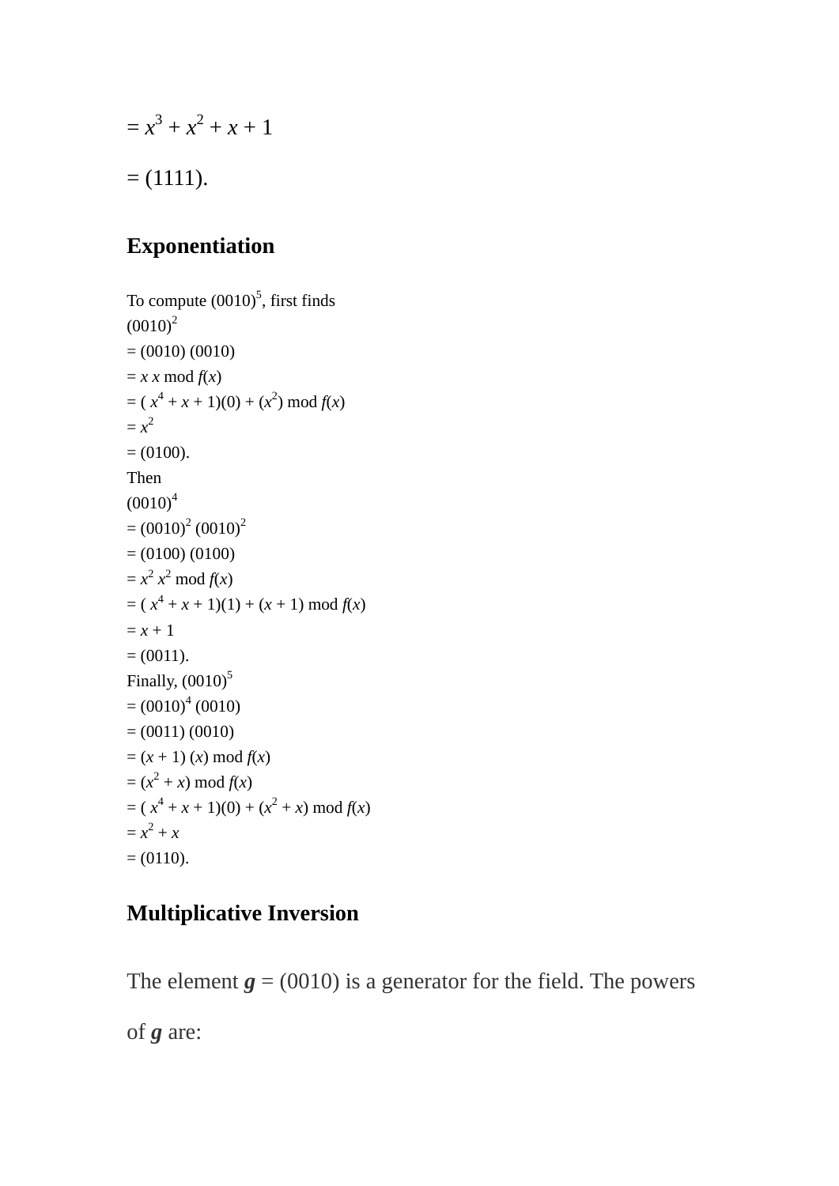$= x^3 + x^2 + x + 1$

$= (1111)$.

## Exponentiation

To compute $(0010)^5$, first finds
$(0010)^2$
$= (0010)\ (0010)$
$= x\ x \bmod f(x)$
$= (\ x^4 + x + 1)(0) + (x^2) \bmod f(x)$
$= x^2$
$= (0100)$.
Then
$(0010)^4$
$= (0010)^2\ (0010)^2$
$= (0100)\ (0100)$
$= x^2\ x^2 \bmod f(x)$
$= (\ x^4 + x + 1)(1) + (x + 1) \bmod f(x)$
$= x + 1$
$= (0011)$.
Finally, $(0010)^5$
$= (0010)^4\ (0010)$
$= (0011)\ (0010)$
$= (x + 1)\ (x) \bmod f(x)$
$= (x^2 + x) \bmod f(x)$
$= (\ x^4 + x + 1)(0) + (x^2 + x) \bmod f(x)$
$= x^2 + x$
$= (0110)$.

## Multiplicative Inversion

The element ***g*** = (0010) is a generator for the field. The powers of ***g*** are: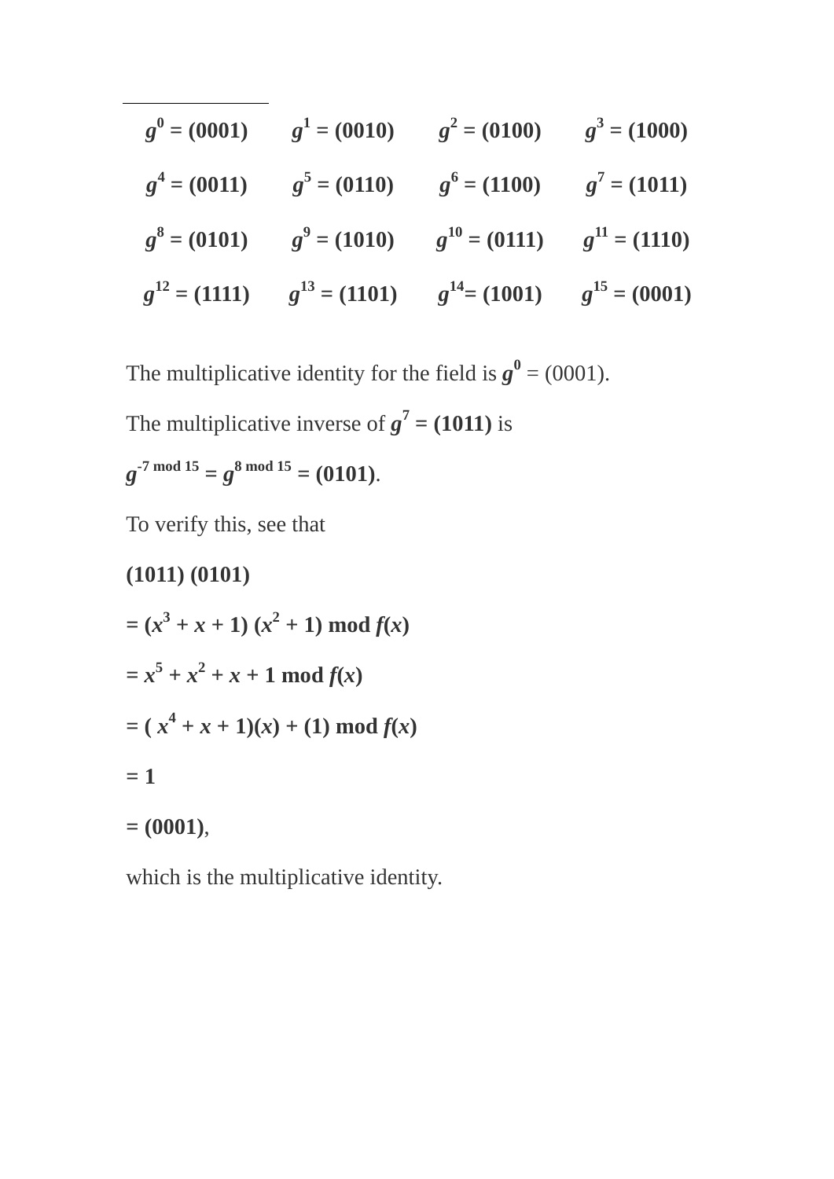| | | | |
|---|---|---|---|
| $g^0 = (0001)$ | $g^1 = (0010)$ | $g^2 = (0100)$ | $g^3 = (1000)$ |
| $g^4 = (0011)$ | $g^5 = (0110)$ | $g^6 = (1100)$ | $g^7 = (1011)$ |
| $g^8 = (0101)$ | $g^9 = (1010)$ | $g^{10} = (0111)$ | $g^{11} = (1110)$ |
| $g^{12} = (1111)$ | $g^{13} = (1101)$ | $g^{14} = (1001)$ | $g^{15} = (0001)$ |

The multiplicative identity for the field is $g^0 = (0001)$.

The multiplicative inverse of $g^7 = (1011)$ is

$g^{-7 \bmod 15} = g^{8 \bmod 15} = (0101)$.

To verify this, see that

**(1011) (0101)**

$= (x^3 + x + 1)(x^2 + 1) \bmod f(x)$

$= x^5 + x^2 + x + 1 \bmod f(x)$

$= (x^4 + x + 1)(x) + (1) \bmod f(x)$

$= 1$

$= (0001)$,

which is the multiplicative identity.